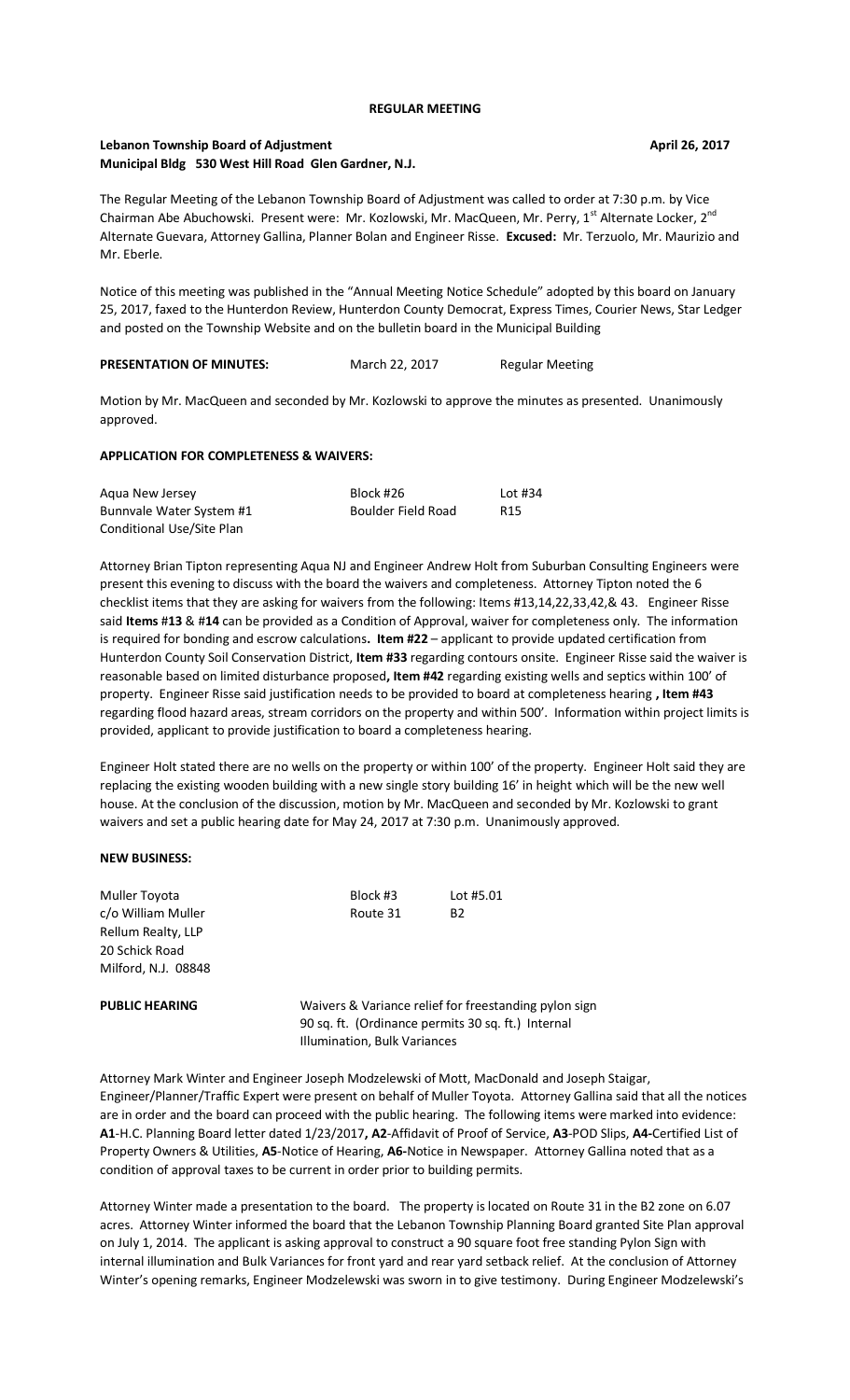**REGULAR MEETING**

**Lebanon Township Board of Adjustment** **April 26, 2017**
**Municipal Bldg 530 West Hill Road Glen Gardner, N.J.**

The Regular Meeting of the Lebanon Township Board of Adjustment was called to order at 7:30 p.m. by Vice Chairman Abe Abuchowski. Present were: Mr. Kozlowski, Mr. MacQueen, Mr. Perry, 1st Alternate Locker, 2nd Alternate Guevara, Attorney Gallina, Planner Bolan and Engineer Risse. **Excused:** Mr. Terzuolo, Mr. Maurizio and Mr. Eberle.

Notice of this meeting was published in the "Annual Meeting Notice Schedule" adopted by this board on January 25, 2017, faxed to the Hunterdon Review, Hunterdon County Democrat, Express Times, Courier News, Star Ledger and posted on the Township Website and on the bulletin board in the Municipal Building

**PRESENTATION OF MINUTES:** March 22, 2017 Regular Meeting

Motion by Mr. MacQueen and seconded by Mr. Kozlowski to approve the minutes as presented. Unanimously approved.

**APPLICATION FOR COMPLETENESS & WAIVERS:**

| | | |
|---|---|---|
| Aqua New Jersey | Block #26 | Lot #34 |
| Bunnvale Water System #1 | Boulder Field Road | R15 |
| Conditional Use/Site Plan | | |

Attorney Brian Tipton representing Aqua NJ and Engineer Andrew Holt from Suburban Consulting Engineers were present this evening to discuss with the board the waivers and completeness. Attorney Tipton noted the 6 checklist items that they are asking for waivers from the following: Items #13,14,22,33,42,& 43. Engineer Risse said **Items** #**13** & #**14** can be provided as a Condition of Approval, waiver for completeness only. The information is required for bonding and escrow calculations**. Item #22** – applicant to provide updated certification from Hunterdon County Soil Conservation District, **Item #33** regarding contours onsite. Engineer Risse said the waiver is reasonable based on limited disturbance proposed**, Item #42** regarding existing wells and septics within 100' of property. Engineer Risse said justification needs to be provided to board at completeness hearing **, Item #43** regarding flood hazard areas, stream corridors on the property and within 500'. Information within project limits is provided, applicant to provide justification to board a completeness hearing.

Engineer Holt stated there are no wells on the property or within 100' of the property. Engineer Holt said they are replacing the existing wooden building with a new single story building 16' in height which will be the new well house. At the conclusion of the discussion, motion by Mr. MacQueen and seconded by Mr. Kozlowski to grant waivers and set a public hearing date for May 24, 2017 at 7:30 p.m. Unanimously approved.

**NEW BUSINESS:**

| | | |
|---|---|---|
| Muller Toyota | Block #3 | Lot #5.01 |
| c/o William Muller | Route 31 | B2 |
| Rellum Realty, LLP | | |
| 20 Schick Road | | |
| Milford, N.J. 08848 | | |

**PUBLIC HEARING** Waivers & Variance relief for freestanding pylon sign 90 sq. ft. (Ordinance permits 30 sq. ft.) Internal Illumination, Bulk Variances

Attorney Mark Winter and Engineer Joseph Modzelewski of Mott, MacDonald and Joseph Staigar, Engineer/Planner/Traffic Expert were present on behalf of Muller Toyota. Attorney Gallina said that all the notices are in order and the board can proceed with the public hearing. The following items were marked into evidence: **A1**-H.C. Planning Board letter dated 1/23/2017**, A2**-Affidavit of Proof of Service, **A3**-POD Slips, **A4-**Certified List of Property Owners & Utilities, **A5**-Notice of Hearing, **A6-**Notice in Newspaper. Attorney Gallina noted that as a condition of approval taxes to be current in order prior to building permits.

Attorney Winter made a presentation to the board. The property is located on Route 31 in the B2 zone on 6.07 acres. Attorney Winter informed the board that the Lebanon Township Planning Board granted Site Plan approval on July 1, 2014. The applicant is asking approval to construct a 90 square foot free standing Pylon Sign with internal illumination and Bulk Variances for front yard and rear yard setback relief. At the conclusion of Attorney Winter's opening remarks, Engineer Modzelewski was sworn in to give testimony. During Engineer Modzelewski's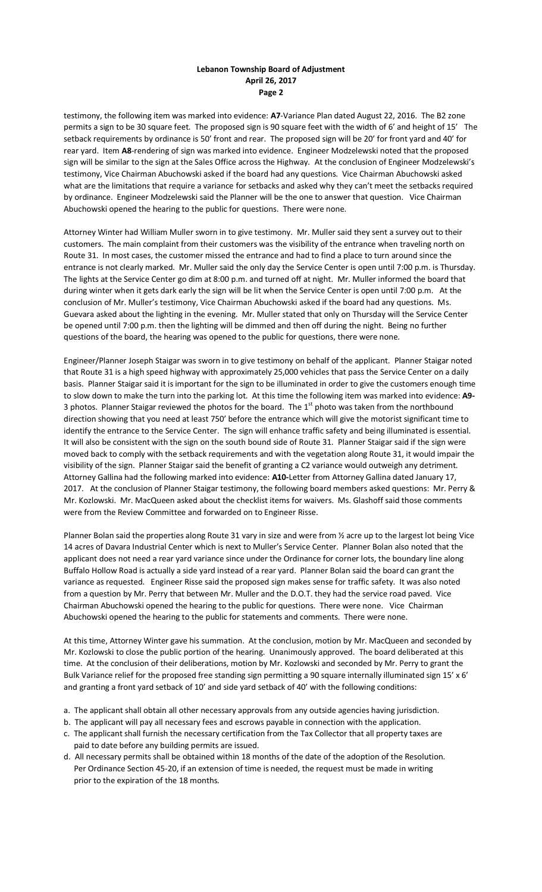testimony, the following item was marked into evidence: **A7**-Variance Plan dated August 22, 2016. The B2 zone permits a sign to be 30 square feet. The proposed sign is 90 square feet with the width of 6' and height of 15' The setback requirements by ordinance is 50' front and rear. The proposed sign will be 20' for front yard and 40' for rear yard. Item **A8**-rendering of sign was marked into evidence. Engineer Modzelewski noted that the proposed sign will be similar to the sign at the Sales Office across the Highway. At the conclusion of Engineer Modzelewski's testimony, Vice Chairman Abuchowski asked if the board had any questions. Vice Chairman Abuchowski asked what are the limitations that require a variance for setbacks and asked why they can't meet the setbacks required by ordinance. Engineer Modzelewski said the Planner will be the one to answer that question. Vice Chairman Abuchowski opened the hearing to the public for questions. There were none.

Attorney Winter had William Muller sworn in to give testimony. Mr. Muller said they sent a survey out to their customers. The main complaint from their customers was the visibility of the entrance when traveling north on Route 31. In most cases, the customer missed the entrance and had to find a place to turn around since the entrance is not clearly marked. Mr. Muller said the only day the Service Center is open until 7:00 p.m. is Thursday. The lights at the Service Center go dim at 8:00 p.m. and turned off at night. Mr. Muller informed the board that during winter when it gets dark early the sign will be lit when the Service Center is open until 7:00 p.m. At the conclusion of Mr. Muller's testimony, Vice Chairman Abuchowski asked if the board had any questions. Ms. Guevara asked about the lighting in the evening. Mr. Muller stated that only on Thursday will the Service Center be opened until 7:00 p.m. then the lighting will be dimmed and then off during the night. Being no further questions of the board, the hearing was opened to the public for questions, there were none.

Engineer/Planner Joseph Staigar was sworn in to give testimony on behalf of the applicant. Planner Staigar noted that Route 31 is a high speed highway with approximately 25,000 vehicles that pass the Service Center on a daily basis. Planner Staigar said it is important for the sign to be illuminated in order to give the customers enough time to slow down to make the turn into the parking lot. At this time the following item was marked into evidence: **A9-** 3 photos. Planner Staigar reviewed the photos for the board. The 1st photo was taken from the northbound direction showing that you need at least 750' before the entrance which will give the motorist significant time to identify the entrance to the Service Center. The sign will enhance traffic safety and being illuminated is essential. It will also be consistent with the sign on the south bound side of Route 31. Planner Staigar said if the sign were moved back to comply with the setback requirements and with the vegetation along Route 31, it would impair the visibility of the sign. Planner Staigar said the benefit of granting a C2 variance would outweigh any detriment. Attorney Gallina had the following marked into evidence: **A10-**Letter from Attorney Gallina dated January 17, 2017. At the conclusion of Planner Staigar testimony, the following board members asked questions: Mr. Perry & Mr. Kozlowski. Mr. MacQueen asked about the checklist items for waivers. Ms. Glashoff said those comments were from the Review Committee and forwarded on to Engineer Risse.

Planner Bolan said the properties along Route 31 vary in size and were from ½ acre up to the largest lot being Vice 14 acres of Davara Industrial Center which is next to Muller's Service Center. Planner Bolan also noted that the applicant does not need a rear yard variance since under the Ordinance for corner lots, the boundary line along Buffalo Hollow Road is actually a side yard instead of a rear yard. Planner Bolan said the board can grant the variance as requested. Engineer Risse said the proposed sign makes sense for traffic safety. It was also noted from a question by Mr. Perry that between Mr. Muller and the D.O.T. they had the service road paved. Vice Chairman Abuchowski opened the hearing to the public for questions. There were none. Vice Chairman Abuchowski opened the hearing to the public for statements and comments. There were none.

At this time, Attorney Winter gave his summation. At the conclusion, motion by Mr. MacQueen and seconded by Mr. Kozlowski to close the public portion of the hearing. Unanimously approved. The board deliberated at this time. At the conclusion of their deliberations, motion by Mr. Kozlowski and seconded by Mr. Perry to grant the Bulk Variance relief for the proposed free standing sign permitting a 90 square internally illuminated sign 15' x 6' and granting a front yard setback of 10' and side yard setback of 40' with the following conditions:

a. The applicant shall obtain all other necessary approvals from any outside agencies having jurisdiction.
b. The applicant will pay all necessary fees and escrows payable in connection with the application.
c. The applicant shall furnish the necessary certification from the Tax Collector that all property taxes are paid to date before any building permits are issued.
d. All necessary permits shall be obtained within 18 months of the date of the adoption of the Resolution. Per Ordinance Section 45-20, if an extension of time is needed, the request must be made in writing prior to the expiration of the 18 months.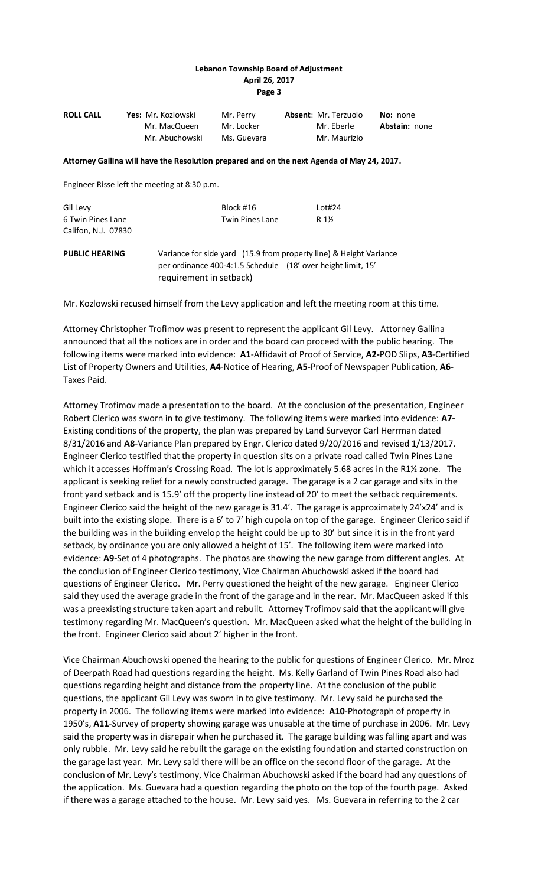| ROLL CALL | Yes: Mr. Kozlowski | Mr. Perry | Absent: Mr. Terzuolo | No: none |
|---|---|---|---|---|
| | Mr. MacQueen | Mr. Locker | Mr. Eberle | Abstain: none |
| | Mr. Abuchowski | Ms. Guevara | Mr. Maurizio | |

**Attorney Gallina will have the Resolution prepared and on the next Agenda of May 24, 2017.**

Engineer Risse left the meeting at 8:30 p.m.

| | | |
|---|---|---|
| Gil Levy | Block #16 | Lot#24 |
| 6 Twin Pines Lane | Twin Pines Lane | R 1½ |
| Califon, N.J. 07830 | | |

**PUBLIC HEARING** Variance for side yard (15.9 from property line) & Height Variance per ordinance 400-4:1.5 Schedule (18' over height limit, 15' requirement in setback)

Mr. Kozlowski recused himself from the Levy application and left the meeting room at this time.

Attorney Christopher Trofimov was present to represent the applicant Gil Levy. Attorney Gallina announced that all the notices are in order and the board can proceed with the public hearing. The following items were marked into evidence: **A1**-Affidavit of Proof of Service, **A2-**POD Slips, **A3**-Certified List of Property Owners and Utilities, **A4**-Notice of Hearing, **A5-**Proof of Newspaper Publication, **A6-** Taxes Paid.

Attorney Trofimov made a presentation to the board. At the conclusion of the presentation, Engineer Robert Clerico was sworn in to give testimony. The following items were marked into evidence: **A7-** Existing conditions of the property, the plan was prepared by Land Surveyor Carl Herrman dated 8/31/2016 and **A8**-Variance Plan prepared by Engr. Clerico dated 9/20/2016 and revised 1/13/2017. Engineer Clerico testified that the property in question sits on a private road called Twin Pines Lane which it accesses Hoffman's Crossing Road. The lot is approximately 5.68 acres in the R1½ zone. The applicant is seeking relief for a newly constructed garage. The garage is a 2 car garage and sits in the front yard setback and is 15.9' off the property line instead of 20' to meet the setback requirements. Engineer Clerico said the height of the new garage is 31.4'. The garage is approximately 24'x24' and is built into the existing slope. There is a 6' to 7' high cupola on top of the garage. Engineer Clerico said if the building was in the building envelop the height could be up to 30' but since it is in the front yard setback, by ordinance you are only allowed a height of 15'. The following item were marked into evidence: **A9-**Set of 4 photographs. The photos are showing the new garage from different angles. At the conclusion of Engineer Clerico testimony, Vice Chairman Abuchowski asked if the board had questions of Engineer Clerico. Mr. Perry questioned the height of the new garage. Engineer Clerico said they used the average grade in the front of the garage and in the rear. Mr. MacQueen asked if this was a preexisting structure taken apart and rebuilt. Attorney Trofimov said that the applicant will give testimony regarding Mr. MacQueen's question. Mr. MacQueen asked what the height of the building in the front. Engineer Clerico said about 2' higher in the front.

Vice Chairman Abuchowski opened the hearing to the public for questions of Engineer Clerico. Mr. Mroz of Deerpath Road had questions regarding the height. Ms. Kelly Garland of Twin Pines Road also had questions regarding height and distance from the property line. At the conclusion of the public questions, the applicant Gil Levy was sworn in to give testimony. Mr. Levy said he purchased the property in 2006. The following items were marked into evidence: **A10**-Photograph of property in 1950's, **A11**-Survey of property showing garage was unusable at the time of purchase in 2006. Mr. Levy said the property was in disrepair when he purchased it. The garage building was falling apart and was only rubble. Mr. Levy said he rebuilt the garage on the existing foundation and started construction on the garage last year. Mr. Levy said there will be an office on the second floor of the garage. At the conclusion of Mr. Levy's testimony, Vice Chairman Abuchowski asked if the board had any questions of the application. Ms. Guevara had a question regarding the photo on the top of the fourth page. Asked if there was a garage attached to the house. Mr. Levy said yes. Ms. Guevara in referring to the 2 car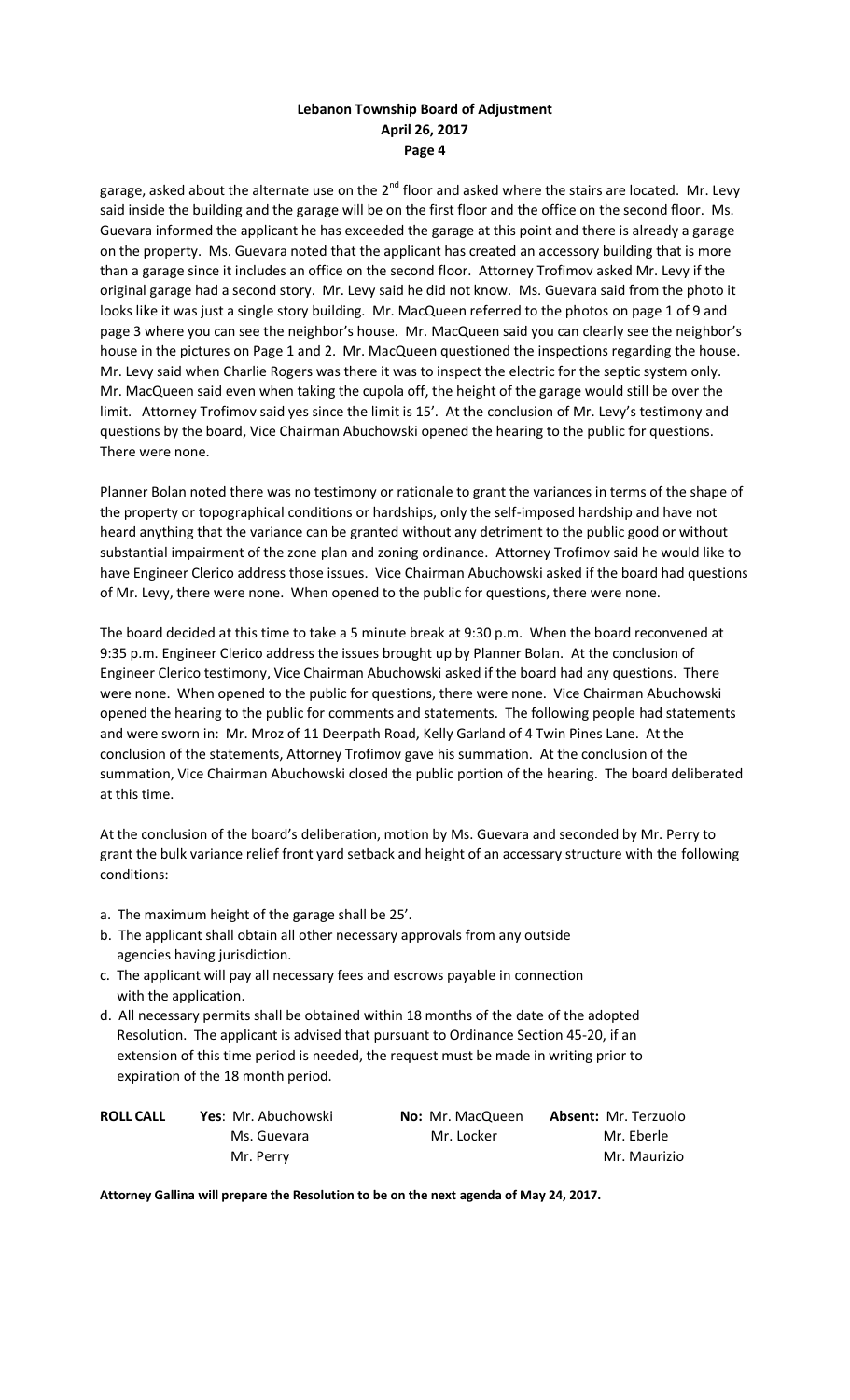garage, asked about the alternate use on the 2nd floor and asked where the stairs are located. Mr. Levy said inside the building and the garage will be on the first floor and the office on the second floor. Ms. Guevara informed the applicant he has exceeded the garage at this point and there is already a garage on the property. Ms. Guevara noted that the applicant has created an accessory building that is more than a garage since it includes an office on the second floor. Attorney Trofimov asked Mr. Levy if the original garage had a second story. Mr. Levy said he did not know. Ms. Guevara said from the photo it looks like it was just a single story building. Mr. MacQueen referred to the photos on page 1 of 9 and page 3 where you can see the neighbor's house. Mr. MacQueen said you can clearly see the neighbor's house in the pictures on Page 1 and 2. Mr. MacQueen questioned the inspections regarding the house. Mr. Levy said when Charlie Rogers was there it was to inspect the electric for the septic system only. Mr. MacQueen said even when taking the cupola off, the height of the garage would still be over the limit. Attorney Trofimov said yes since the limit is 15'. At the conclusion of Mr. Levy's testimony and questions by the board, Vice Chairman Abuchowski opened the hearing to the public for questions. There were none.

Planner Bolan noted there was no testimony or rationale to grant the variances in terms of the shape of the property or topographical conditions or hardships, only the self-imposed hardship and have not heard anything that the variance can be granted without any detriment to the public good or without substantial impairment of the zone plan and zoning ordinance. Attorney Trofimov said he would like to have Engineer Clerico address those issues. Vice Chairman Abuchowski asked if the board had questions of Mr. Levy, there were none. When opened to the public for questions, there were none.

The board decided at this time to take a 5 minute break at 9:30 p.m. When the board reconvened at 9:35 p.m. Engineer Clerico address the issues brought up by Planner Bolan. At the conclusion of Engineer Clerico testimony, Vice Chairman Abuchowski asked if the board had any questions. There were none. When opened to the public for questions, there were none. Vice Chairman Abuchowski opened the hearing to the public for comments and statements. The following people had statements and were sworn in: Mr. Mroz of 11 Deerpath Road, Kelly Garland of 4 Twin Pines Lane. At the conclusion of the statements, Attorney Trofimov gave his summation. At the conclusion of the summation, Vice Chairman Abuchowski closed the public portion of the hearing. The board deliberated at this time.

At the conclusion of the board's deliberation, motion by Ms. Guevara and seconded by Mr. Perry to grant the bulk variance relief front yard setback and height of an accessory structure with the following conditions:

a. The maximum height of the garage shall be 25'.
b. The applicant shall obtain all other necessary approvals from any outside agencies having jurisdiction.
c. The applicant will pay all necessary fees and escrows payable in connection with the application.
d. All necessary permits shall be obtained within 18 months of the date of the adopted Resolution. The applicant is advised that pursuant to Ordinance Section 45-20, if an extension of this time period is needed, the request must be made in writing prior to expiration of the 18 month period.

| **ROLL CALL** | **Yes**: Mr. Abuchowski | **No:** Mr. MacQueen | **Absent:** Mr. Terzuolo |
|---|---|---|---|
| | Ms. Guevara | Mr. Locker | Mr. Eberle |
| | Mr. Perry | | Mr. Maurizio |

**Attorney Gallina will prepare the Resolution to be on the next agenda of May 24, 2017.**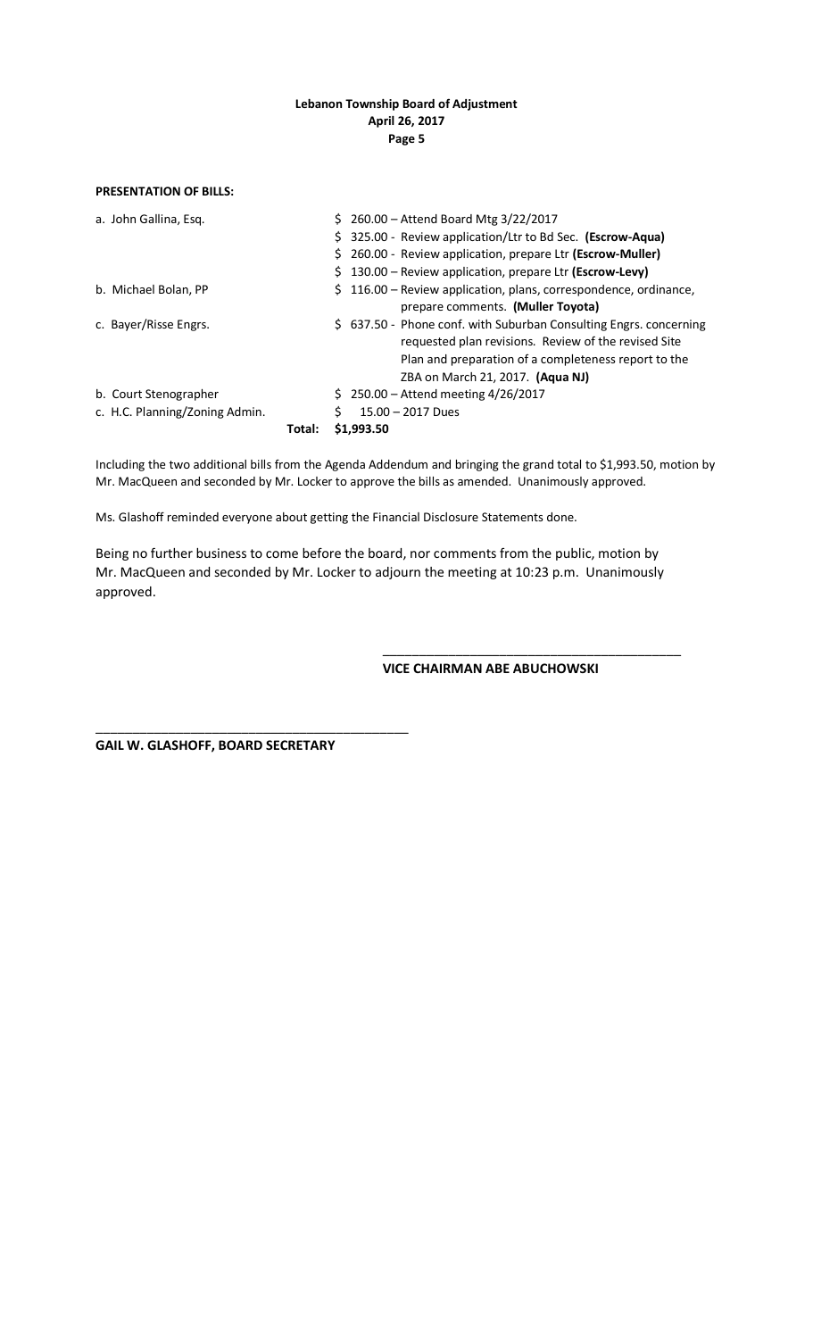**Lebanon Township Board of Adjustment**
**April 26, 2017**

**PRESENTATION OF BILLS:**

| | | |
|---|---|---|
| a. John Gallina, Esq. | $ 260.00 – Attend Board Mtg 3/22/2017 | |
| | $ 325.00 - Review application/Ltr to Bd Sec. **(Escrow-Aqua)** | |
| | $ 260.00 - Review application, prepare Ltr **(Escrow-Muller)** | |
| | $ 130.00 – Review application, prepare Ltr **(Escrow-Levy)** | |
| b. Michael Bolan, PP | $ 116.00 – Review application, plans, correspondence, ordinance, prepare comments. **(Muller Toyota)** | |
| c. Bayer/Risse Engrs. | $ 637.50 - Phone conf. with Suburban Consulting Engrs. concerning requested plan revisions. Review of the revised Site Plan and preparation of a completeness report to the ZBA on March 21, 2017. **(Aqua NJ)** | |
| b. Court Stenographer | $ 250.00 – Attend meeting 4/26/2017 | |
| c. H.C. Planning/Zoning Admin. | $ 15.00 – 2017 Dues | |
| **Total:** | **$1,993.50** | |

Including the two additional bills from the Agenda Addendum and bringing the grand total to $1,993.50, motion by Mr. MacQueen and seconded by Mr. Locker to approve the bills as amended. Unanimously approved.

Ms. Glashoff reminded everyone about getting the Financial Disclosure Statements done.

Being no further business to come before the board, nor comments from the public, motion by Mr. MacQueen and seconded by Mr. Locker to adjourn the meeting at 10:23 p.m. Unanimously approved.

\_\_\_\_\_\_\_\_\_\_\_\_\_\_\_\_\_\_\_\_\_\_\_\_\_\_\_\_\_\_\_\_\_\_\_\_\_\_\_\_\_\_

**VICE CHAIRMAN ABE ABUCHOWSKI**

\_\_\_\_\_\_\_\_\_\_\_\_\_\_\_\_\_\_\_\_\_\_\_\_\_\_\_\_\_\_\_\_\_\_\_\_\_\_\_\_\_\_

**GAIL W. GLASHOFF, BOARD SECRETARY**